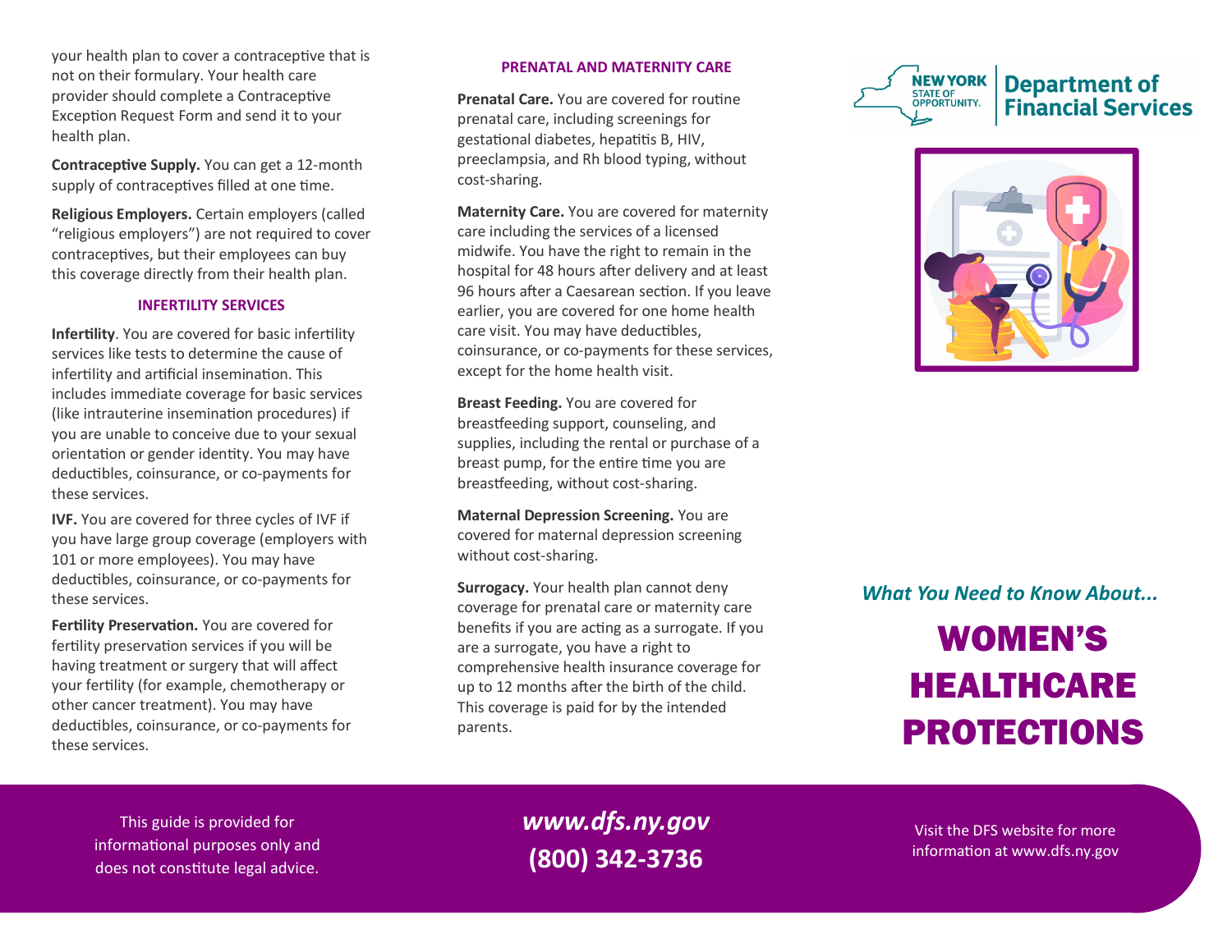your health plan to cover a contraceptive that is not on their formulary. Your health care provider should complete a Contraceptive Exception Request Form and send it to your health plan.

**Contraceptive Supply.** You can get a 12-month supply of contraceptives filled at one time.

**Religious Employers.** Certain employers (called "religious employers") are not required to cover contraceptives, but their employees can buy this coverage directly from their health plan.

## INFERTILITY SERVICES

**Infertility**. You are covered for basic infertility services like tests to determine the cause of infertility and artificial insemination. This includes immediate coverage for basic services (like intrauterine insemination procedures) if you are unable to conceive due to your sexual orientation or gender identity. You may have deductibles, coinsurance, or co-payments for these services.

**IVF.** You are covered for three cycles of IVF if you have large group coverage (employers with 101 or more employees). You may have deductibles, coinsurance, or co-payments for these services.

**Fertility Preservation.** You are covered for fertility preservation services if you will be having treatment or surgery that will affect your fertility (for example, chemotherapy or other cancer treatment). You may have deductibles, coinsurance, or co-payments for these services.

## PRENATAL AND MATERNITY CARE

**Prenatal Care.** You are covered for routine prenatal care, including screenings for gestational diabetes, hepatitis B, HIV, preeclampsia, and Rh blood typing, without cost-sharing.

**Maternity Care.** You are covered for maternity care including the services of a licensed midwife. You have the right to remain in the hospital for 48 hours after delivery and at least 96 hours after a Caesarean section. If you leave earlier, you are covered for one home health care visit. You may have deductibles, coinsurance, or co-payments for these services, except for the home health visit.

**Breast Feeding.** You are covered for breastfeeding support, counseling, and supplies, including the rental or purchase of a breast pump, for the entire time you are breastfeeding, without cost-sharing.

**Maternal Depression Screening.** You are covered for maternal depression screening without cost-sharing.

**Surrogacy.** Your health plan cannot deny coverage for prenatal care or maternity care benefits if you are acting as a surrogate. If you are a surrogate, you have a right to comprehensive health insurance coverage for up to 12 months after the birth of the child. This coverage is paid for by the intended parents.

NEW YORK STATE OF OPPORTUNITY. | Department of Financial Services

*What You Need to Know About...*

# WOMEN'S HEALTHCARE PROTECTIONS

This guide is provided for informational purposes only and does not constitute legal advice.

***www.dfs.ny.gov***

**(800) 342-3736**

Visit the DFS website for more information at www.dfs.ny.gov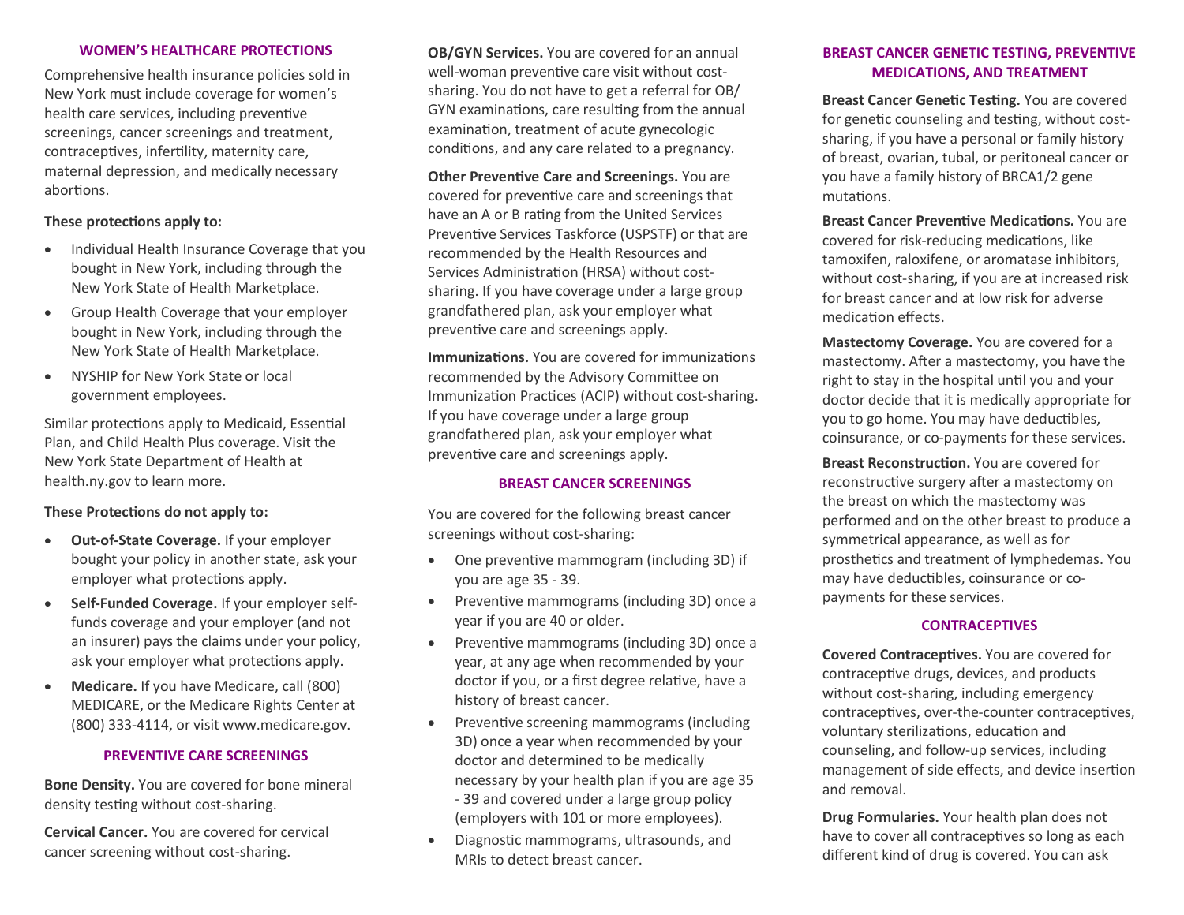## WOMEN'S HEALTHCARE PROTECTIONS

Comprehensive health insurance policies sold in New York must include coverage for women's health care services, including preventive screenings, cancer screenings and treatment, contraceptives, infertility, maternity care, maternal depression, and medically necessary abortions.

**These protections apply to:**

- Individual Health Insurance Coverage that you bought in New York, including through the New York State of Health Marketplace.
- Group Health Coverage that your employer bought in New York, including through the New York State of Health Marketplace.
- NYSHIP for New York State or local government employees.

Similar protections apply to Medicaid, Essential Plan, and Child Health Plus coverage. Visit the New York State Department of Health at health.ny.gov to learn more.

**These Protections do not apply to:**

- **Out-of-State Coverage.** If your employer bought your policy in another state, ask your employer what protections apply.
- **Self-Funded Coverage.** If your employer self-funds coverage and your employer (and not an insurer) pays the claims under your policy, ask your employer what protections apply.
- **Medicare.** If you have Medicare, call (800) MEDICARE, or the Medicare Rights Center at (800) 333-4114, or visit www.medicare.gov.

## PREVENTIVE CARE SCREENINGS

**Bone Density.** You are covered for bone mineral density testing without cost-sharing.

**Cervical Cancer.** You are covered for cervical cancer screening without cost-sharing.

**OB/GYN Services.** You are covered for an annual well-woman preventive care visit without cost-sharing. You do not have to get a referral for OB/GYN examinations, care resulting from the annual examination, treatment of acute gynecologic conditions, and any care related to a pregnancy.

**Other Preventive Care and Screenings.** You are covered for preventive care and screenings that have an A or B rating from the United Services Preventive Services Taskforce (USPSTF) or that are recommended by the Health Resources and Services Administration (HRSA) without cost-sharing. If you have coverage under a large group grandfathered plan, ask your employer what preventive care and screenings apply.

**Immunizations.** You are covered for immunizations recommended by the Advisory Committee on Immunization Practices (ACIP) without cost-sharing. If you have coverage under a large group grandfathered plan, ask your employer what preventive care and screenings apply.

## BREAST CANCER SCREENINGS

You are covered for the following breast cancer screenings without cost-sharing:

- One preventive mammogram (including 3D) if you are age 35 - 39.
- Preventive mammograms (including 3D) once a year if you are 40 or older.
- Preventive mammograms (including 3D) once a year, at any age when recommended by your doctor if you, or a first degree relative, have a history of breast cancer.
- Preventive screening mammograms (including 3D) once a year when recommended by your doctor and determined to be medically necessary by your health plan if you are age 35 - 39 and covered under a large group policy (employers with 101 or more employees).
- Diagnostic mammograms, ultrasounds, and MRIs to detect breast cancer.

## BREAST CANCER GENETIC TESTING, PREVENTIVE MEDICATIONS, AND TREATMENT

**Breast Cancer Genetic Testing.** You are covered for genetic counseling and testing, without cost-sharing, if you have a personal or family history of breast, ovarian, tubal, or peritoneal cancer or you have a family history of BRCA1/2 gene mutations.

**Breast Cancer Preventive Medications.** You are covered for risk-reducing medications, like tamoxifen, raloxifene, or aromatase inhibitors, without cost-sharing, if you are at increased risk for breast cancer and at low risk for adverse medication effects.

**Mastectomy Coverage.** You are covered for a mastectomy. After a mastectomy, you have the right to stay in the hospital until you and your doctor decide that it is medically appropriate for you to go home. You may have deductibles, coinsurance, or co-payments for these services.

**Breast Reconstruction.** You are covered for reconstructive surgery after a mastectomy on the breast on which the mastectomy was performed and on the other breast to produce a symmetrical appearance, as well as for prosthetics and treatment of lymphedemas. You may have deductibles, coinsurance or co-payments for these services.

## CONTRACEPTIVES

**Covered Contraceptives.** You are covered for contraceptive drugs, devices, and products without cost-sharing, including emergency contraceptives, over-the-counter contraceptives, voluntary sterilizations, education and counseling, and follow-up services, including management of side effects, and device insertion and removal.

**Drug Formularies.** Your health plan does not have to cover all contraceptives so long as each different kind of drug is covered. You can ask